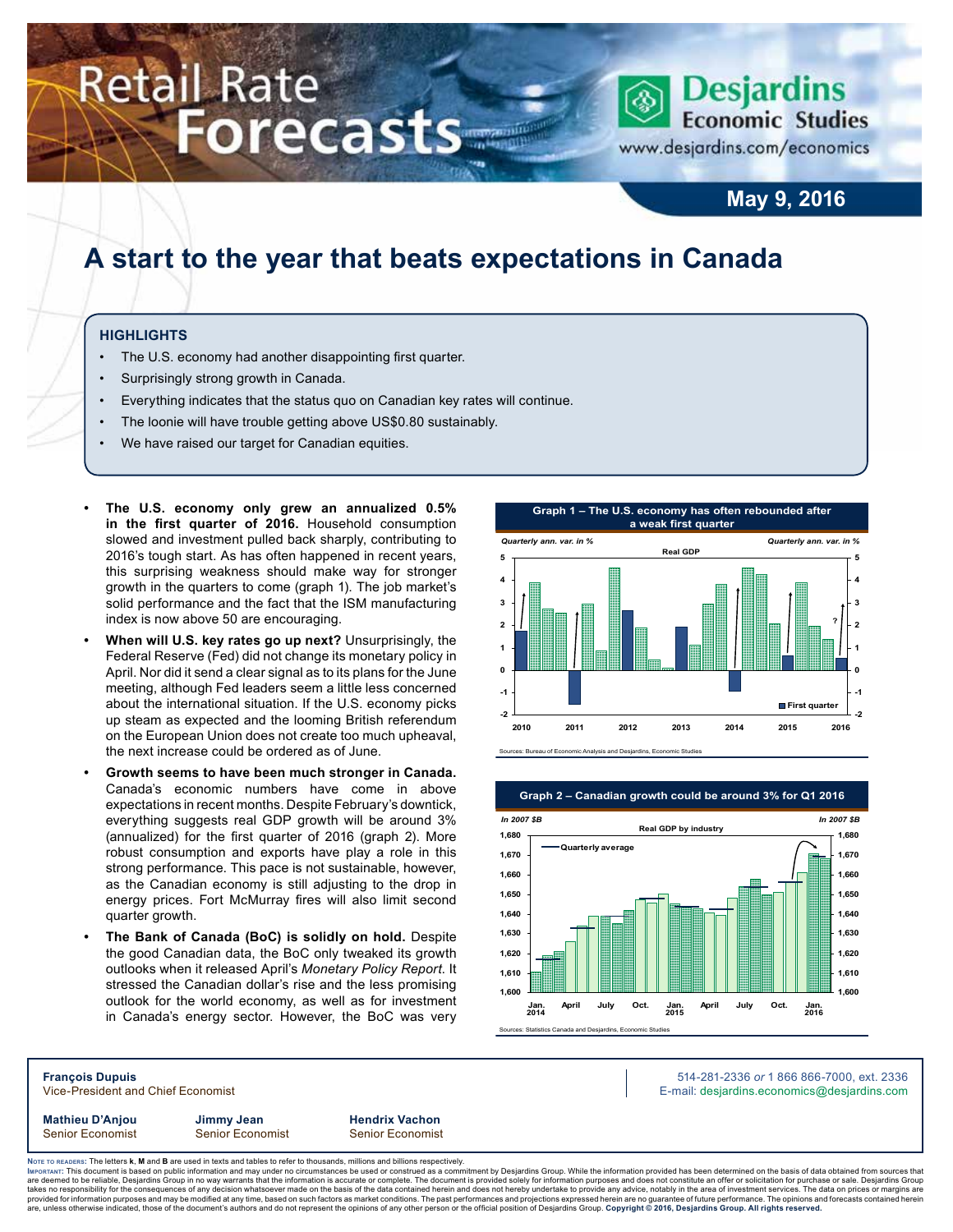# Retail Rate Forecasts

**Desjardins Economic Studies**
www.desjardins.com/economics

**May 9, 2016**

# A start to the year that beats expectations in Canada

## HIGHLIGHTS

- The U.S. economy had another disappointing first quarter.
- Surprisingly strong growth in Canada.
- Everything indicates that the status quo on Canadian key rates will continue.
- The loonie will have trouble getting above US$0.80 sustainably.
- We have raised our target for Canadian equities.

---

- **The U.S. economy only grew an annualized 0.5% in the first quarter of 2016.** Household consumption slowed and investment pulled back sharply, contributing to 2016's tough start. As has often happened in recent years, this surprising weakness should make way for stronger growth in the quarters to come (graph 1). The job market's solid performance and the fact that the ISM manufacturing index is now above 50 are encouraging.
- **When will U.S. key rates go up next?** Unsurprisingly, the Federal Reserve (Fed) did not change its monetary policy in April. Nor did it send a clear signal as to its plans for the June meeting, although Fed leaders seem a little less concerned about the international situation. If the U.S. economy picks up steam as expected and the looming British referendum on the European Union does not create too much upheaval, the next increase could be ordered as of June.
- **Growth seems to have been much stronger in Canada.** Canada's economic numbers have come in above expectations in recent months. Despite February's downtick, everything suggests real GDP growth will be around 3% (annualized) for the first quarter of 2016 (graph 2). More robust consumption and exports have play a role in this strong performance. This pace is not sustainable, however, as the Canadian economy is still adjusting to the drop in energy prices. Fort McMurray fires will also limit second quarter growth.
- **The Bank of Canada (BoC) is solidly on hold.** Despite the good Canadian data, the BoC only tweaked its growth outlooks when it released April's *Monetary Policy Report*. It stressed the Canadian dollar's rise and the less promising outlook for the world economy, as well as for investment in Canada's energy sector. However, the BoC was very

**Graph 1 – The U.S. economy has often rebounded after a weak first quarter**

Sources: Bureau of Economic Analysis and Desjardins, Economic Studies

**Graph 2 – Canadian growth could be around 3% for Q1 2016**

Sources: Statistics Canada and Desjardins, Economic Studies

---

**François Dupuis**
Vice-President and Chief Economist

514-281-2336 *or* 1 866 866-7000, ext. 2336
E-mail: desjardins.economics@desjardins.com

**Mathieu D'Anjou** — Senior Economist
**Jimmy Jean** — Senior Economist
**Hendrix Vachon** — Senior Economist

Note to readers: The letters **k**, **M** and **B** are used in texts and tables to refer to thousands, millions and billions respectively.
Important: This document is based on public information and may under no circumstances be used or construed as a commitment by Desjardins Group. While the information provided has been determined on the basis of data obtained from sources that are deemed to be reliable, Desjardins Group in no way warrants that the information is accurate or complete. The document is provided solely for information purposes and does not constitute an offer or solicitation for purchase or sale. Desjardins Group takes no responsibility for the consequences of any decision whatsoever made on the basis of the data contained herein and does not hereby undertake to provide any advice, notably in the area of investment services. The data on prices or margins are provided for information purposes and may be modified at any time, based on such factors as market conditions. The past performances and projections expressed herein are no guarantee of future performance. The opinions and forecasts contained herein are, unless otherwise indicated, those of the document's authors and do not represent the opinions of any other person or the official position of Desjardins Group. **Copyright © 2016, Desjardins Group. All rights reserved.**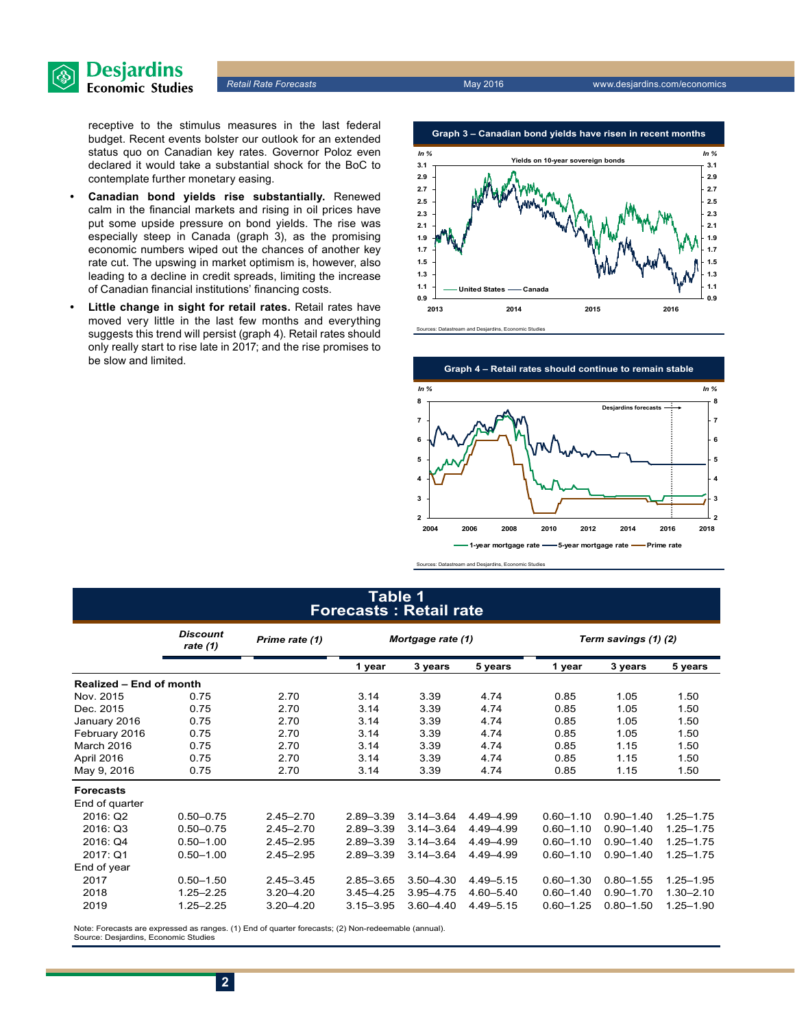receptive to the stimulus measures in the last federal budget. Recent events bolster our outlook for an extended status quo on Canadian key rates. Governor Poloz even declared it would take a substantial shock for the BoC to contemplate further monetary easing.

- **Canadian bond yields rise substantially.** Renewed calm in the financial markets and rising in oil prices have put some upside pressure on bond yields. The rise was especially steep in Canada (graph 3), as the promising economic numbers wiped out the chances of another key rate cut. The upswing in market optimism is, however, also leading to a decline in credit spreads, limiting the increase of Canadian financial institutions' financing costs.
- **Little change in sight for retail rates.** Retail rates have moved very little in the last few months and everything suggests this trend will persist (graph 4). Retail rates should only really start to rise late in 2017; and the rise promises to be slow and limited.

**Graph 3 – Canadian bond yields have risen in recent months**

Sources: Datastream and Desjardins, Economic Studies

**Graph 4 – Retail rates should continue to remain stable**

Sources: Datastream and Desjardins, Economic Studies

## Table 1
## Forecasts : Retail rate

| | Discount rate (1) | Prime rate (1) | Mortgage rate (1) | | | Term savings (1) (2) | | |
|---|---|---|---|---|---|---|---|---|
| | | | 1 year | 3 years | 5 years | 1 year | 3 years | 5 years |
| **Realized – End of month** | | | | | | | | |
| Nov. 2015 | 0.75 | 2.70 | 3.14 | 3.39 | 4.74 | 0.85 | 1.05 | 1.50 |
| Dec. 2015 | 0.75 | 2.70 | 3.14 | 3.39 | 4.74 | 0.85 | 1.05 | 1.50 |
| January 2016 | 0.75 | 2.70 | 3.14 | 3.39 | 4.74 | 0.85 | 1.05 | 1.50 |
| February 2016 | 0.75 | 2.70 | 3.14 | 3.39 | 4.74 | 0.85 | 1.05 | 1.50 |
| March 2016 | 0.75 | 2.70 | 3.14 | 3.39 | 4.74 | 0.85 | 1.15 | 1.50 |
| April 2016 | 0.75 | 2.70 | 3.14 | 3.39 | 4.74 | 0.85 | 1.15 | 1.50 |
| May 9, 2016 | 0.75 | 2.70 | 3.14 | 3.39 | 4.74 | 0.85 | 1.15 | 1.50 |
| **Forecasts** | | | | | | | | |
| End of quarter | | | | | | | | |
| 2016: Q2 | 0.50–0.75 | 2.45–2.70 | 2.89–3.39 | 3.14–3.64 | 4.49–4.99 | 0.60–1.10 | 0.90–1.40 | 1.25–1.75 |
| 2016: Q3 | 0.50–0.75 | 2.45–2.70 | 2.89–3.39 | 3.14–3.64 | 4.49–4.99 | 0.60–1.10 | 0.90–1.40 | 1.25–1.75 |
| 2016: Q4 | 0.50–1.00 | 2.45–2.95 | 2.89–3.39 | 3.14–3.64 | 4.49–4.99 | 0.60–1.10 | 0.90–1.40 | 1.25–1.75 |
| 2017: Q1 | 0.50–1.00 | 2.45–2.95 | 2.89–3.39 | 3.14–3.64 | 4.49–4.99 | 0.60–1.10 | 0.90–1.40 | 1.25–1.75 |
| End of year | | | | | | | | |
| 2017 | 0.50–1.50 | 2.45–3.45 | 2.85–3.65 | 3.50–4.30 | 4.49–5.15 | 0.60–1.30 | 0.80–1.55 | 1.25–1.95 |
| 2018 | 1.25–2.25 | 3.20–4.20 | 3.45–4.25 | 3.95–4.75 | 4.60–5.40 | 0.60–1.40 | 0.90–1.70 | 1.30–2.10 |
| 2019 | 1.25–2.25 | 3.20–4.20 | 3.15–3.95 | 3.60–4.40 | 4.49–5.15 | 0.60–1.25 | 0.80–1.50 | 1.25–1.90 |

Note: Forecasts are expressed as ranges. (1) End of quarter forecasts; (2) Non-redeemable (annual).
Source: Desjardins, Economic Studies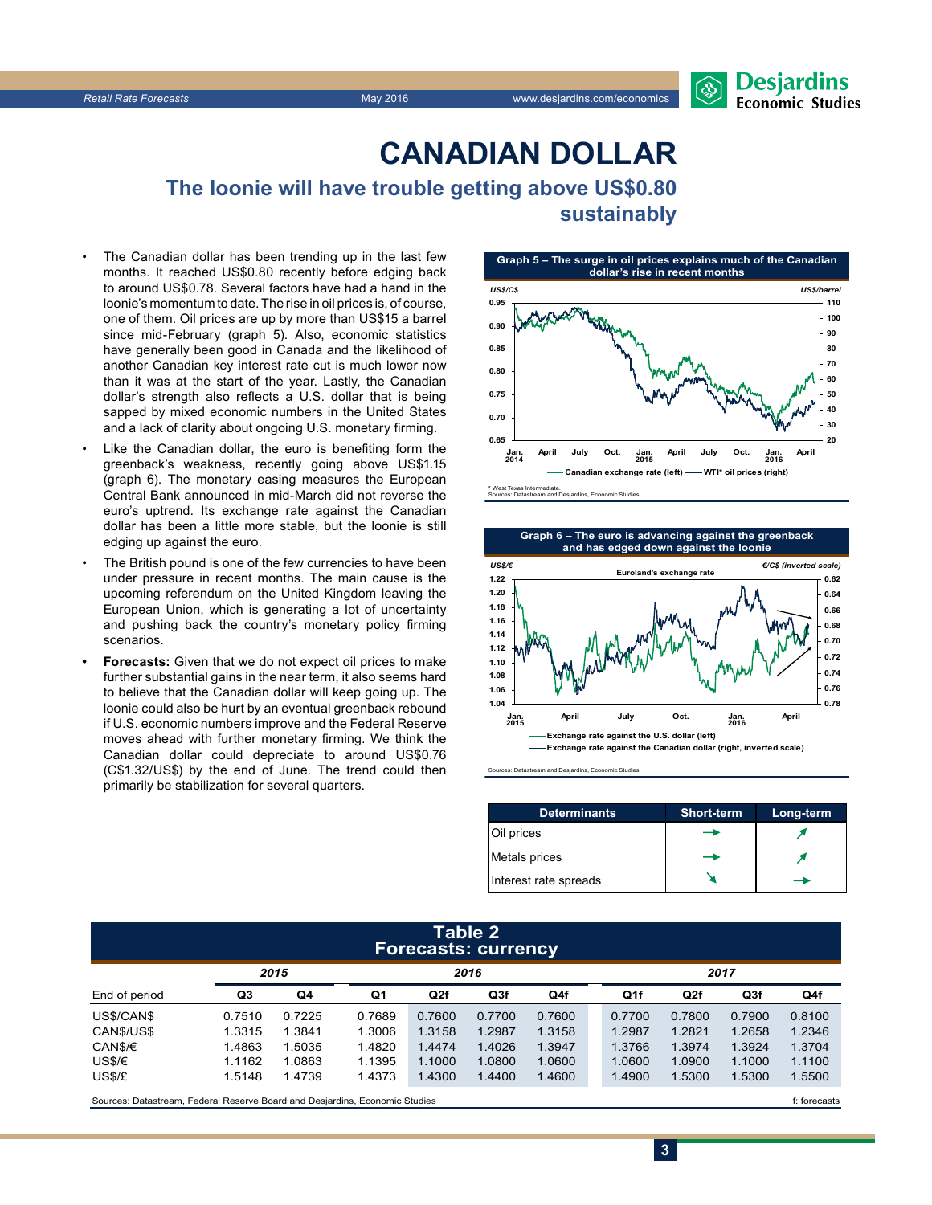# CANADIAN DOLLAR

## The loonie will have trouble getting above US$0.80 sustainably

- The Canadian dollar has been trending up in the last few months. It reached US$0.80 recently before edging back to around US$0.78. Several factors have had a hand in the loonie's momentum to date. The rise in oil prices is, of course, one of them. Oil prices are up by more than US$15 a barrel since mid-February (graph 5). Also, economic statistics have generally been good in Canada and the likelihood of another Canadian key interest rate cut is much lower now than it was at the start of the year. Lastly, the Canadian dollar's strength also reflects a U.S. dollar that is being sapped by mixed economic numbers in the United States and a lack of clarity about ongoing U.S. monetary firming.
- Like the Canadian dollar, the euro is benefiting form the greenback's weakness, recently going above US$1.15 (graph 6). The monetary easing measures the European Central Bank announced in mid-March did not reverse the euro's uptrend. Its exchange rate against the Canadian dollar has been a little more stable, but the loonie is still edging up against the euro.
- The British pound is one of the few currencies to have been under pressure in recent months. The main cause is the upcoming referendum on the United Kingdom leaving the European Union, which is generating a lot of uncertainty and pushing back the country's monetary policy firming scenarios.
- **Forecasts:** Given that we do not expect oil prices to make further substantial gains in the near term, it also seems hard to believe that the Canadian dollar will keep going up. The loonie could also be hurt by an eventual greenback rebound if U.S. economic numbers improve and the Federal Reserve moves ahead with further monetary firming. We think the Canadian dollar could depreciate to around US$0.76 (C$1.32/US$) by the end of June. The trend could then primarily be stabilization for several quarters.

**Graph 5 – The surge in oil prices explains much of the Canadian dollar's rise in recent months**

* West Texas Intermediate.
Sources: Datastream and Desjardins, Economic Studies

**Graph 6 – The euro is advancing against the greenback and has edged down against the loonie**

Sources: Datastream and Desjardins, Economic Studies

| Determinants | Short-term | Long-term |
|---|---|---|
| Oil prices | → | ↗ |
| Metals prices | → | ↗ |
| Interest rate spreads | ↘ | → |

**Table 2**
**Forecasts: currency**

| | 2015 | | 2016 | | | | 2017 | | | |
|---|---|---|---|---|---|---|---|---|---|---|
| End of period | Q3 | Q4 | Q1 | Q2f | Q3f | Q4f | Q1f | Q2f | Q3f | Q4f |
| US$/CAN$ | 0.7510 | 0.7225 | 0.7689 | 0.7600 | 0.7700 | 0.7600 | 0.7700 | 0.7800 | 0.7900 | 0.8100 |
| CAN$/US$ | 1.3315 | 1.3841 | 1.3006 | 1.3158 | 1.2987 | 1.3158 | 1.2987 | 1.2821 | 1.2658 | 1.2346 |
| CAN$/€ | 1.4863 | 1.5035 | 1.4820 | 1.4474 | 1.4026 | 1.3947 | 1.3766 | 1.3974 | 1.3924 | 1.3704 |
| US$/€ | 1.1162 | 1.0863 | 1.1395 | 1.1000 | 1.0800 | 1.0600 | 1.0600 | 1.0900 | 1.1000 | 1.1100 |
| US$/£ | 1.5148 | 1.4739 | 1.4373 | 1.4300 | 1.4400 | 1.4600 | 1.4900 | 1.5300 | 1.5300 | 1.5500 |

Sources: Datastream, Federal Reserve Board and Desjardins, Economic Studies — f: forecasts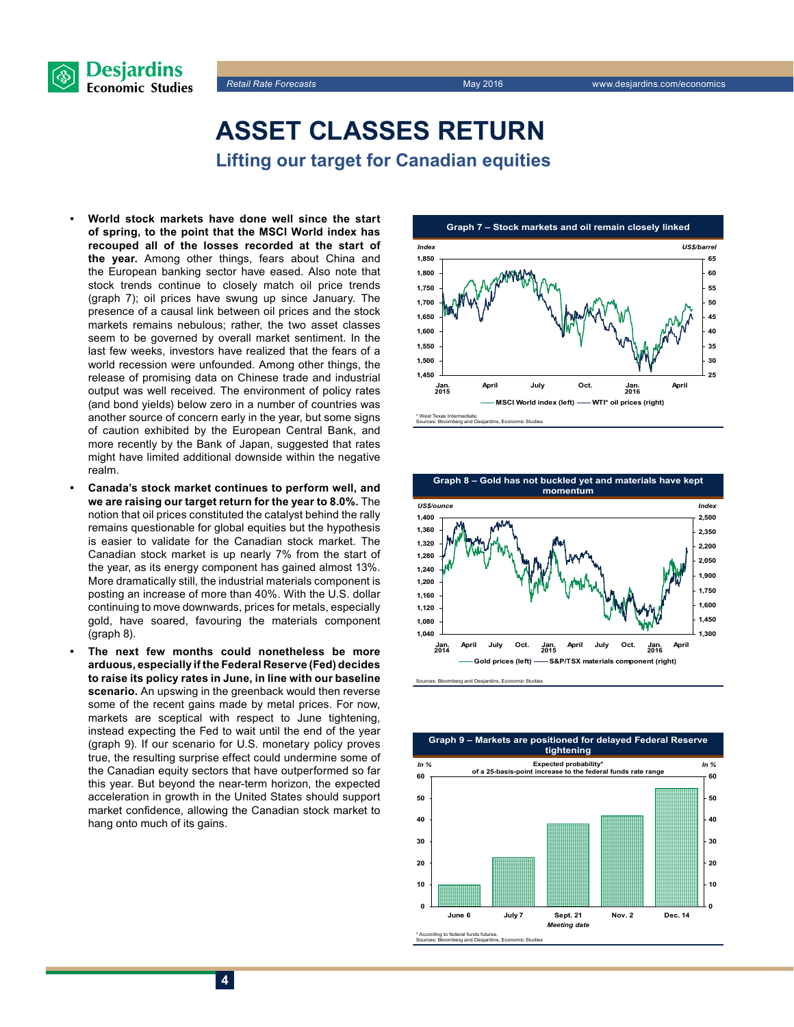# ASSET CLASSES RETURN

## Lifting our target for Canadian equities

- **World stock markets have done well since the start of spring, to the point that the MSCI World index has recouped all of the losses recorded at the start of the year.** Among other things, fears about China and the European banking sector have eased. Also note that stock trends continue to closely match oil price trends (graph 7); oil prices have swung up since January. The presence of a causal link between oil prices and the stock markets remains nebulous; rather, the two asset classes seem to be governed by overall market sentiment. In the last few weeks, investors have realized that the fears of a world recession were unfounded. Among other things, the release of promising data on Chinese trade and industrial output was well received. The environment of policy rates (and bond yields) below zero in a number of countries was another source of concern early in the year, but some signs of caution exhibited by the European Central Bank, and more recently by the Bank of Japan, suggested that rates might have limited additional downside within the negative realm.
- **Canada's stock market continues to perform well, and we are raising our target return for the year to 8.0%.** The notion that oil prices constituted the catalyst behind the rally remains questionable for global equities but the hypothesis is easier to validate for the Canadian stock market. The Canadian stock market is up nearly 7% from the start of the year, as its energy component has gained almost 13%. More dramatically still, the industrial materials component is posting an increase of more than 40%. With the U.S. dollar continuing to move downwards, prices for metals, especially gold, have soared, favouring the materials component (graph 8).
- **The next few months could nonetheless be more arduous, especially if the Federal Reserve (Fed) decides to raise its policy rates in June, in line with our baseline scenario.** An upswing in the greenback would then reverse some of the recent gains made by metal prices. For now, markets are sceptical with respect to June tightening, instead expecting the Fed to wait until the end of the year (graph 9). If our scenario for U.S. monetary policy proves true, the resulting surprise effect could undermine some of the Canadian equity sectors that have outperformed so far this year. But beyond the near-term horizon, the expected acceleration in growth in the United States should support market confidence, allowing the Canadian stock market to hang onto much of its gains.

**Graph 7 – Stock markets and oil remain closely linked**

\* West Texas Intermediate.
Sources: Bloomberg and Desjardins, Economic Studies

**Graph 8 – Gold has not buckled yet and materials have kept momentum**

Sources: Bloomberg and Desjardins, Economic Studies

**Graph 9 – Markets are positioned for delayed Federal Reserve tightening**

\* According to federal funds futures.
Sources: Bloomberg and Desjardins, Economic Studies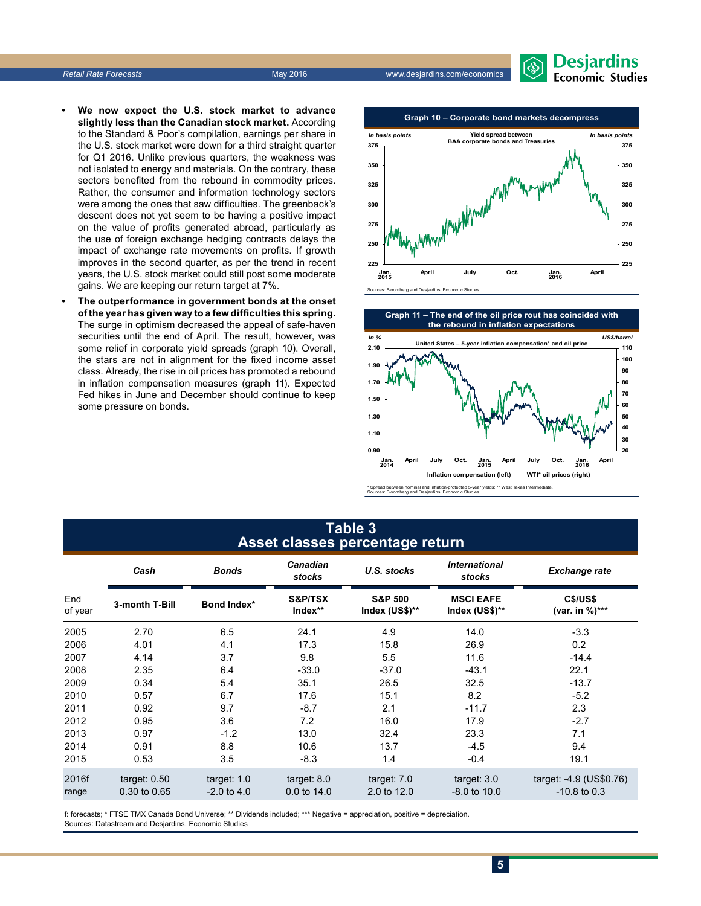- **We now expect the U.S. stock market to advance slightly less than the Canadian stock market.** According to the Standard & Poor's compilation, earnings per share in the U.S. stock market were down for a third straight quarter for Q1 2016. Unlike previous quarters, the weakness was not isolated to energy and materials. On the contrary, these sectors benefited from the rebound in commodity prices. Rather, the consumer and information technology sectors were among the ones that saw difficulties. The greenback's descent does not yet seem to be having a positive impact on the value of profits generated abroad, particularly as the use of foreign exchange hedging contracts delays the impact of exchange rate movements on profits. If growth improves in the second quarter, as per the trend in recent years, the U.S. stock market could still post some moderate gains. We are keeping our return target at 7%.
- **The outperformance in government bonds at the onset of the year has given way to a few difficulties this spring.** The surge in optimism decreased the appeal of safe-haven securities until the end of April. The result, however, was some relief in corporate yield spreads (graph 10). Overall, the stars are not in alignment for the fixed income asset class. Already, the rise in oil prices has promoted a rebound in inflation compensation measures (graph 11). Expected Fed hikes in June and December should continue to keep some pressure on bonds.

**Graph 10 – Corporate bond markets decompress**

In basis points
Yield spread between BAA corporate bonds and Treasuries
In basis points
375, 350, 325, 300, 275, 250, 225
Jan. 2015, April, July, Oct., Jan. 2016, April

Sources: Bloomberg and Desjardins, Economic Studies

**Graph 11 – The end of the oil price rout has coincided with the rebound in inflation expectations**

In %
United States – 5-year inflation compensation* and oil price
US$/barrel
2.10, 1.90, 1.70, 1.50, 1.30, 1.10, 0.90
110, 100, 90, 80, 70, 60, 50, 40, 30, 20
Jan. 2014, April, July, Oct., Jan. 2015, April, July, Oct., Jan. 2016, April
Inflation compensation (left) — WTI** oil prices (right)

* Spread between nominal and inflation-protected 5-year yields; ** West Texas Intermediate.
Sources: Bloomberg and Desjardins, Economic Studies

## Table 3
## Asset classes percentage return

| | *Cash* | *Bonds* | *Canadian stocks* | *U.S. stocks* | *International stocks* | *Exchange rate* |
|---|---|---|---|---|---|---|
| End of year | **3-month T-Bill** | **Bond Index*** | **S&P/TSX Index**** | **S&P 500 Index (US$)**** | **MSCI EAFE Index (US$)**** | **C$/US$ (var. in %)***** |
| 2005 | 2.70 | 6.5 | 24.1 | 4.9 | 14.0 | -3.3 |
| 2006 | 4.01 | 4.1 | 17.3 | 15.8 | 26.9 | 0.2 |
| 2007 | 4.14 | 3.7 | 9.8 | 5.5 | 11.6 | -14.4 |
| 2008 | 2.35 | 6.4 | -33.0 | -37.0 | -43.1 | 22.1 |
| 2009 | 0.34 | 5.4 | 35.1 | 26.5 | 32.5 | -13.7 |
| 2010 | 0.57 | 6.7 | 17.6 | 15.1 | 8.2 | -5.2 |
| 2011 | 0.92 | 9.7 | -8.7 | 2.1 | -11.7 | 2.3 |
| 2012 | 0.95 | 3.6 | 7.2 | 16.0 | 17.9 | -2.7 |
| 2013 | 0.97 | -1.2 | 13.0 | 32.4 | 23.3 | 7.1 |
| 2014 | 0.91 | 8.8 | 10.6 | 13.7 | -4.5 | 9.4 |
| 2015 | 0.53 | 3.5 | -8.3 | 1.4 | -0.4 | 19.1 |
| 2016f | target: 0.50 | target: 1.0 | target: 8.0 | target: 7.0 | target: 3.0 | target: -4.9 (US$0.76) |
| range | 0.30 to 0.65 | -2.0 to 4.0 | 0.0 to 14.0 | 2.0 to 12.0 | -8.0 to 10.0 | -10.8 to 0.3 |

f: forecasts; * FTSE TMX Canada Bond Universe; ** Dividends included; *** Negative = appreciation, positive = depreciation.
Sources: Datastream and Desjardins, Economic Studies